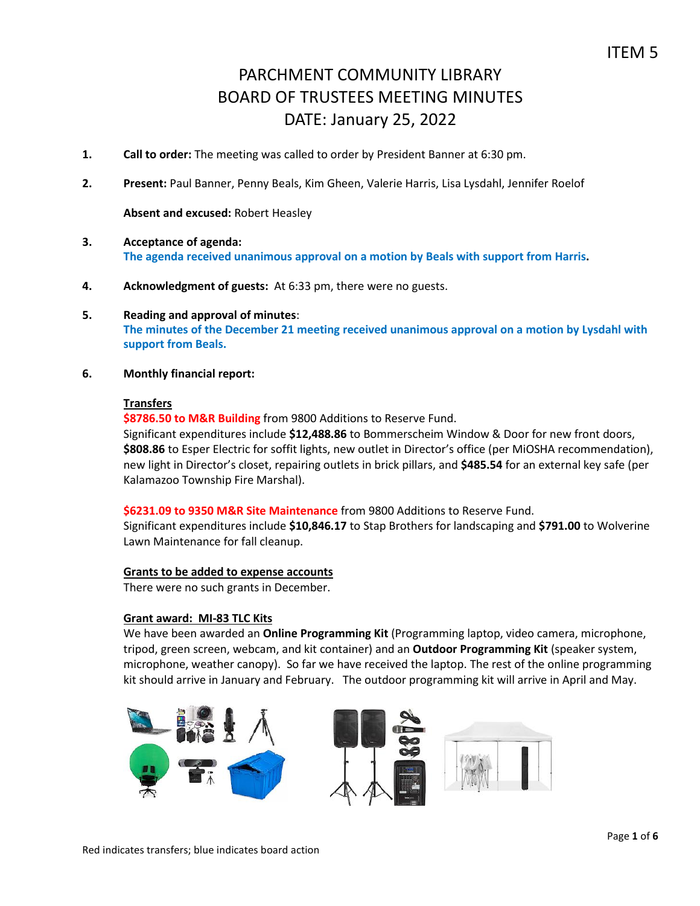ITEM 5

# PARCHMENT COMMUNITY LIBRARY
# BOARD OF TRUSTEES MEETING MINUTES
# DATE: January 25, 2022

1. **Call to order:** The meeting was called to order by President Banner at 6:30 pm.

2. **Present:** Paul Banner, Penny Beals, Kim Gheen, Valerie Harris, Lisa Lysdahl, Jennifer Roelof

   **Absent and excused:** Robert Heasley

3. **Acceptance of agenda:**
   **The agenda received unanimous approval on a motion by Beals with support from Harris.**

4. **Acknowledgment of guests:** At 6:33 pm, there were no guests.

5. **Reading and approval of minutes**:
   **The minutes of the December 21 meeting received unanimous approval on a motion by Lysdahl with support from Beals.**

6. **Monthly financial report:**

   **Transfers**

   **$8786.50 to M&R Building** from 9800 Additions to Reserve Fund.
   Significant expenditures include **$12,488.86** to Bommerscheim Window & Door for new front doors, **$808.86** to Esper Electric for soffit lights, new outlet in Director's office (per MiOSHA recommendation), new light in Director's closet, repairing outlets in brick pillars, and **$485.54** for an external key safe (per Kalamazoo Township Fire Marshal).

   **$6231.09 to 9350 M&R Site Maintenance** from 9800 Additions to Reserve Fund.
   Significant expenditures include **$10,846.17** to Stap Brothers for landscaping and **$791.00** to Wolverine Lawn Maintenance for fall cleanup.

   **Grants to be added to expense accounts**
   There were no such grants in December.

   **Grant award: MI-83 TLC Kits**
   We have been awarded an **Online Programming Kit** (Programming laptop, video camera, microphone, tripod, green screen, webcam, and kit container) and an **Outdoor Programming Kit** (speaker system, microphone, weather canopy). So far we have received the laptop. The rest of the online programming kit should arrive in January and February. The outdoor programming kit will arrive in April and May.

Red indicates transfers; blue indicates board action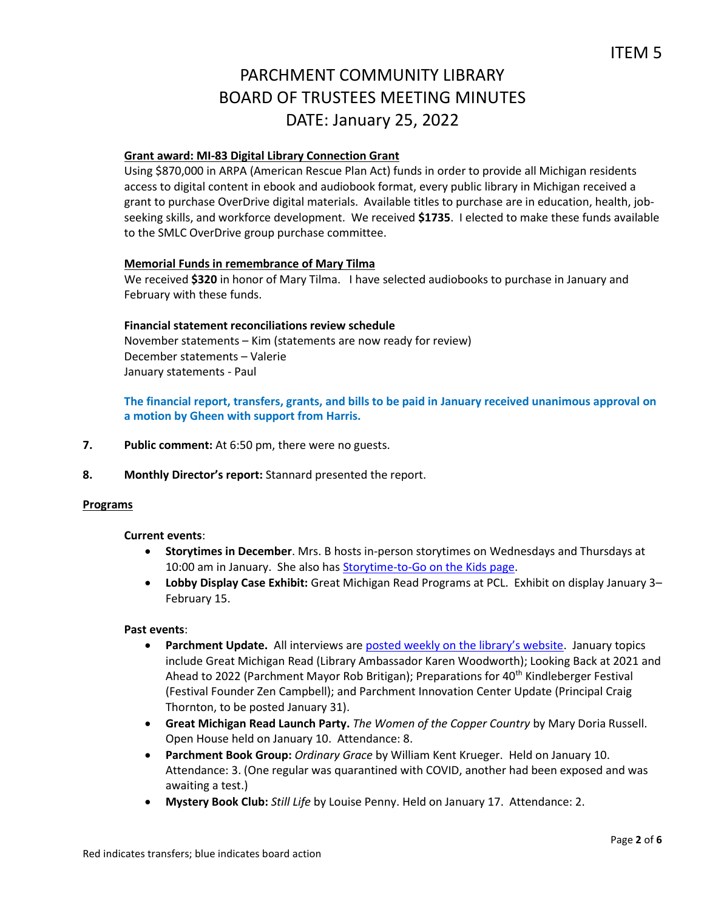ITEM 5

# PARCHMENT COMMUNITY LIBRARY
# BOARD OF TRUSTEES MEETING MINUTES
# DATE: January 25, 2022

**Grant award: MI-83 Digital Library Connection Grant**

Using $870,000 in ARPA (American Rescue Plan Act) funds in order to provide all Michigan residents access to digital content in ebook and audiobook format, every public library in Michigan received a grant to purchase OverDrive digital materials. Available titles to purchase are in education, health, job-seeking skills, and workforce development. We received **$1735**. I elected to make these funds available to the SMLC OverDrive group purchase committee.

**Memorial Funds in remembrance of Mary Tilma**

We received **$320** in honor of Mary Tilma. I have selected audiobooks to purchase in January and February with these funds.

**Financial statement reconciliations review schedule**

November statements – Kim (statements are now ready for review)
December statements – Valerie
January statements - Paul

**The financial report, transfers, grants, and bills to be paid in January received unanimous approval on a motion by Gheen with support from Harris.**

7. **Public comment:** At 6:50 pm, there were no guests.

8. **Monthly Director's report:** Stannard presented the report.

**Programs**

**Current events**:

- **Storytimes in December**. Mrs. B hosts in-person storytimes on Wednesdays and Thursdays at 10:00 am in January. She also has Storytime-to-Go on the Kids page.
- **Lobby Display Case Exhibit:** Great Michigan Read Programs at PCL. Exhibit on display January 3–February 15.

**Past events**:

- **Parchment Update.** All interviews are posted weekly on the library's website. January topics include Great Michigan Read (Library Ambassador Karen Woodworth); Looking Back at 2021 and Ahead to 2022 (Parchment Mayor Rob Britigan); Preparations for 40th Kindleberger Festival (Festival Founder Zen Campbell); and Parchment Innovation Center Update (Principal Craig Thornton, to be posted January 31).
- **Great Michigan Read Launch Party.** *The Women of the Copper Country* by Mary Doria Russell. Open House held on January 10. Attendance: 8.
- **Parchment Book Group:** *Ordinary Grace* by William Kent Krueger. Held on January 10. Attendance: 3. (One regular was quarantined with COVID, another had been exposed and was awaiting a test.)
- **Mystery Book Club:** *Still Life* by Louise Penny. Held on January 17. Attendance: 2.

Red indicates transfers; blue indicates board action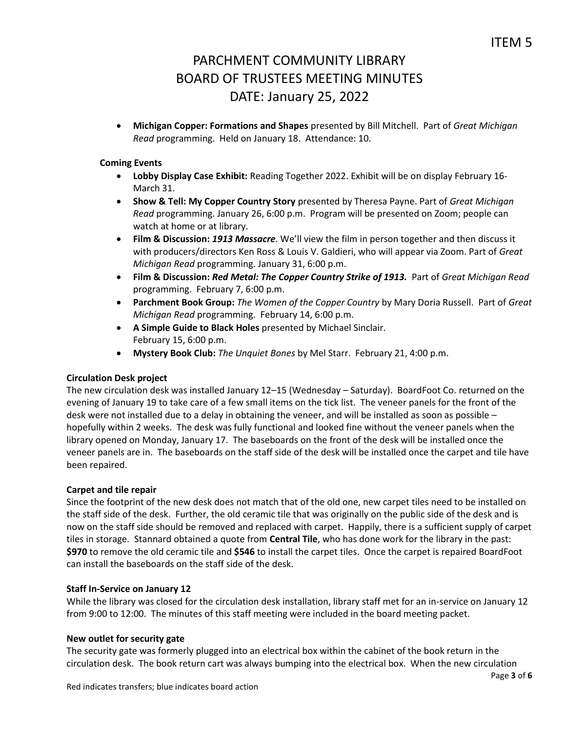ITEM 5

# PARCHMENT COMMUNITY LIBRARY
# BOARD OF TRUSTEES MEETING MINUTES
# DATE: January 25, 2022

- **Michigan Copper: Formations and Shapes** presented by Bill Mitchell. Part of *Great Michigan Read* programming. Held on January 18. Attendance: 10.

**Coming Events**

- **Lobby Display Case Exhibit:** Reading Together 2022. Exhibit will be on display February 16-March 31.
- **Show & Tell: My Copper Country Story** presented by Theresa Payne. Part of *Great Michigan Read* programming. January 26, 6:00 p.m. Program will be presented on Zoom; people can watch at home or at library.
- **Film & Discussion: *1913 Massacre*.** We'll view the film in person together and then discuss it with producers/directors Ken Ross & Louis V. Galdieri, who will appear via Zoom. Part of *Great Michigan Read* programming. January 31, 6:00 p.m.
- **Film & Discussion: *Red Metal: The Copper Country Strike of 1913.*** Part of *Great Michigan Read* programming. February 7, 6:00 p.m.
- **Parchment Book Group:** *The Women of the Copper Country* by Mary Doria Russell. Part of *Great Michigan Read* programming. February 14, 6:00 p.m.
- **A Simple Guide to Black Holes** presented by Michael Sinclair. February 15, 6:00 p.m.
- **Mystery Book Club:** *The Unquiet Bones* by Mel Starr. February 21, 4:00 p.m.

**Circulation Desk project**

The new circulation desk was installed January 12–15 (Wednesday – Saturday). BoardFoot Co. returned on the evening of January 19 to take care of a few small items on the tick list. The veneer panels for the front of the desk were not installed due to a delay in obtaining the veneer, and will be installed as soon as possible – hopefully within 2 weeks. The desk was fully functional and looked fine without the veneer panels when the library opened on Monday, January 17. The baseboards on the front of the desk will be installed once the veneer panels are in. The baseboards on the staff side of the desk will be installed once the carpet and tile have been repaired.

**Carpet and tile repair**

Since the footprint of the new desk does not match that of the old one, new carpet tiles need to be installed on the staff side of the desk. Further, the old ceramic tile that was originally on the public side of the desk and is now on the staff side should be removed and replaced with carpet. Happily, there is a sufficient supply of carpet tiles in storage. Stannard obtained a quote from **Central Tile**, who has done work for the library in the past: **$970** to remove the old ceramic tile and **$546** to install the carpet tiles. Once the carpet is repaired BoardFoot can install the baseboards on the staff side of the desk.

**Staff In-Service on January 12**

While the library was closed for the circulation desk installation, library staff met for an in-service on January 12 from 9:00 to 12:00. The minutes of this staff meeting were included in the board meeting packet.

**New outlet for security gate**

The security gate was formerly plugged into an electrical box within the cabinet of the book return in the circulation desk. The book return cart was always bumping into the electrical box. When the new circulation

Red indicates transfers; blue indicates board action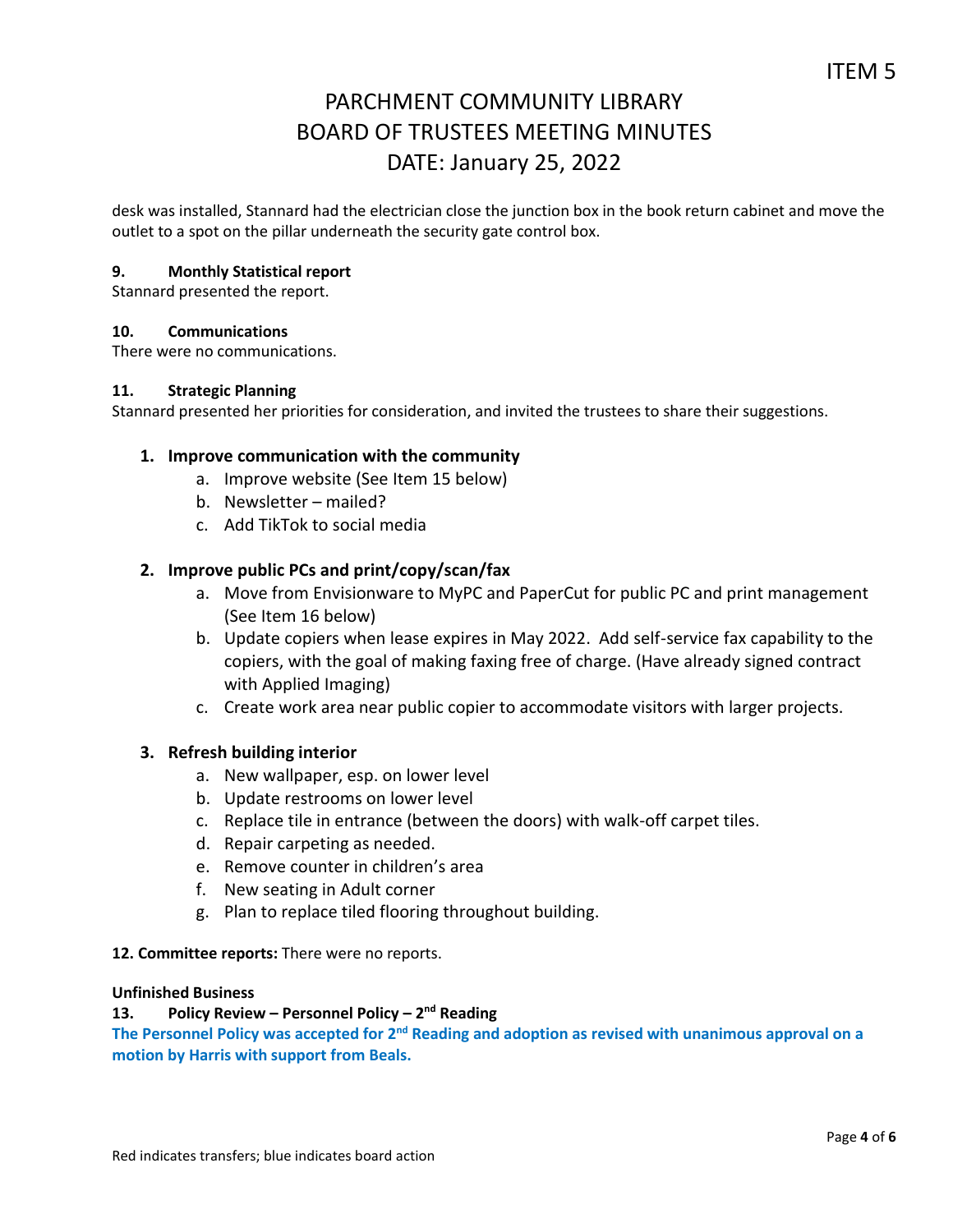desk was installed, Stannard had the electrician close the junction box in the book return cabinet and move the outlet to a spot on the pillar underneath the security gate control box.

**9. Monthly Statistical report**

Stannard presented the report.

**10. Communications**

There were no communications.

**11. Strategic Planning**

Stannard presented her priorities for consideration, and invited the trustees to share their suggestions.

1. **Improve communication with the community**
   a. Improve website (See Item 15 below)
   b. Newsletter – mailed?
   c. Add TikTok to social media

2. **Improve public PCs and print/copy/scan/fax**
   a. Move from Envisionware to MyPC and PaperCut for public PC and print management (See Item 16 below)
   b. Update copiers when lease expires in May 2022. Add self-service fax capability to the copiers, with the goal of making faxing free of charge. (Have already signed contract with Applied Imaging)
   c. Create work area near public copier to accommodate visitors with larger projects.

3. **Refresh building interior**
   a. New wallpaper, esp. on lower level
   b. Update restrooms on lower level
   c. Replace tile in entrance (between the doors) with walk-off carpet tiles.
   d. Repair carpeting as needed.
   e. Remove counter in children's area
   f. New seating in Adult corner
   g. Plan to replace tiled flooring throughout building.

**12. Committee reports:** There were no reports.

**Unfinished Business**

**13. Policy Review – Personnel Policy – 2nd Reading**

**The Personnel Policy was accepted for 2nd Reading and adoption as revised with unanimous approval on a motion by Harris with support from Beals.**

Red indicates transfers; blue indicates board action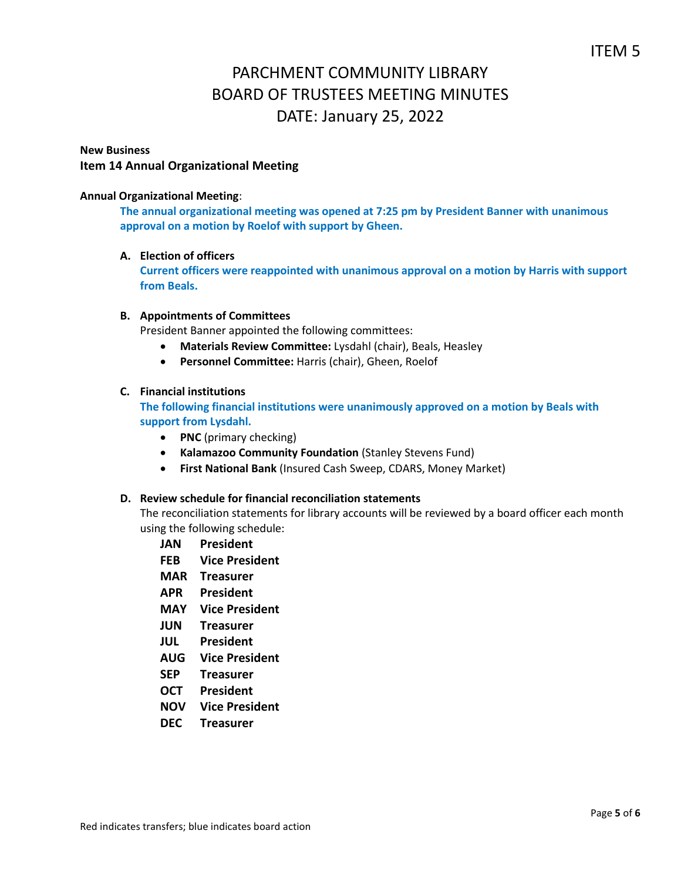ITEM 5

# PARCHMENT COMMUNITY LIBRARY
# BOARD OF TRUSTEES MEETING MINUTES
# DATE: January 25, 2022

**New Business**
**Item 14 Annual Organizational Meeting**

**Annual Organizational Meeting**:

**The annual organizational meeting was opened at 7:25 pm by President Banner with unanimous approval on a motion by Roelof with support by Gheen.**

**A. Election of officers**

**Current officers were reappointed with unanimous approval on a motion by Harris with support from Beals.**

**B. Appointments of Committees**

President Banner appointed the following committees:

- **Materials Review Committee:** Lysdahl (chair), Beals, Heasley
- **Personnel Committee:** Harris (chair), Gheen, Roelof

**C. Financial institutions**

**The following financial institutions were unanimously approved on a motion by Beals with support from Lysdahl.**

- **PNC** (primary checking)
- **Kalamazoo Community Foundation** (Stanley Stevens Fund)
- **First National Bank** (Insured Cash Sweep, CDARS, Money Market)

**D. Review schedule for financial reconciliation statements**

The reconciliation statements for library accounts will be reviewed by a board officer each month using the following schedule:

| | |
|---|---|
| **JAN** | **President** |
| **FEB** | **Vice President** |
| **MAR** | **Treasurer** |
| **APR** | **President** |
| **MAY** | **Vice President** |
| **JUN** | **Treasurer** |
| **JUL** | **President** |
| **AUG** | **Vice President** |
| **SEP** | **Treasurer** |
| **OCT** | **President** |
| **NOV** | **Vice President** |
| **DEC** | **Treasurer** |

Red indicates transfers; blue indicates board action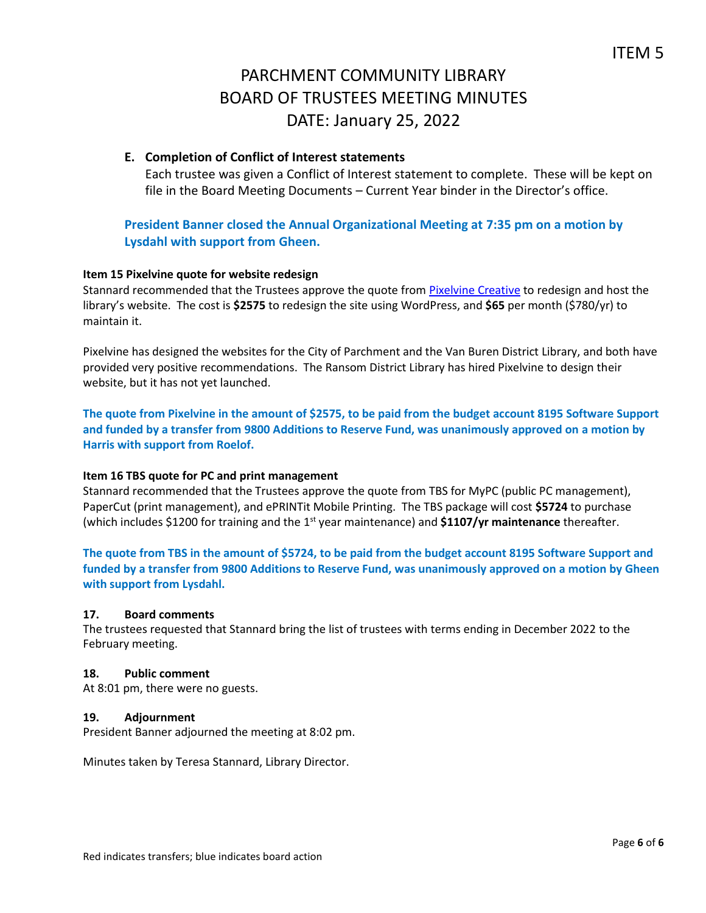ITEM 5

# PARCHMENT COMMUNITY LIBRARY
# BOARD OF TRUSTEES MEETING MINUTES
# DATE: January 25, 2022

**E. Completion of Conflict of Interest statements**

Each trustee was given a Conflict of Interest statement to complete. These will be kept on file in the Board Meeting Documents – Current Year binder in the Director's office.

**President Banner closed the Annual Organizational Meeting at 7:35 pm on a motion by Lysdahl with support from Gheen.**

**Item 15 Pixelvine quote for website redesign**

Stannard recommended that the Trustees approve the quote from Pixelvine Creative to redesign and host the library's website. The cost is **$2575** to redesign the site using WordPress, and **$65** per month ($780/yr) to maintain it.

Pixelvine has designed the websites for the City of Parchment and the Van Buren District Library, and both have provided very positive recommendations. The Ransom District Library has hired Pixelvine to design their website, but it has not yet launched.

**The quote from Pixelvine in the amount of $2575, to be paid from the budget account 8195 Software Support and funded by a transfer from 9800 Additions to Reserve Fund, was unanimously approved on a motion by Harris with support from Roelof.**

**Item 16 TBS quote for PC and print management**

Stannard recommended that the Trustees approve the quote from TBS for MyPC (public PC management), PaperCut (print management), and ePRINTit Mobile Printing. The TBS package will cost **$5724** to purchase (which includes $1200 for training and the 1st year maintenance) and **$1107/yr maintenance** thereafter.

**The quote from TBS in the amount of $5724, to be paid from the budget account 8195 Software Support and funded by a transfer from 9800 Additions to Reserve Fund, was unanimously approved on a motion by Gheen with support from Lysdahl.**

**17. Board comments**

The trustees requested that Stannard bring the list of trustees with terms ending in December 2022 to the February meeting.

**18. Public comment**

At 8:01 pm, there were no guests.

**19. Adjournment**

President Banner adjourned the meeting at 8:02 pm.

Minutes taken by Teresa Stannard, Library Director.

Red indicates transfers; blue indicates board action